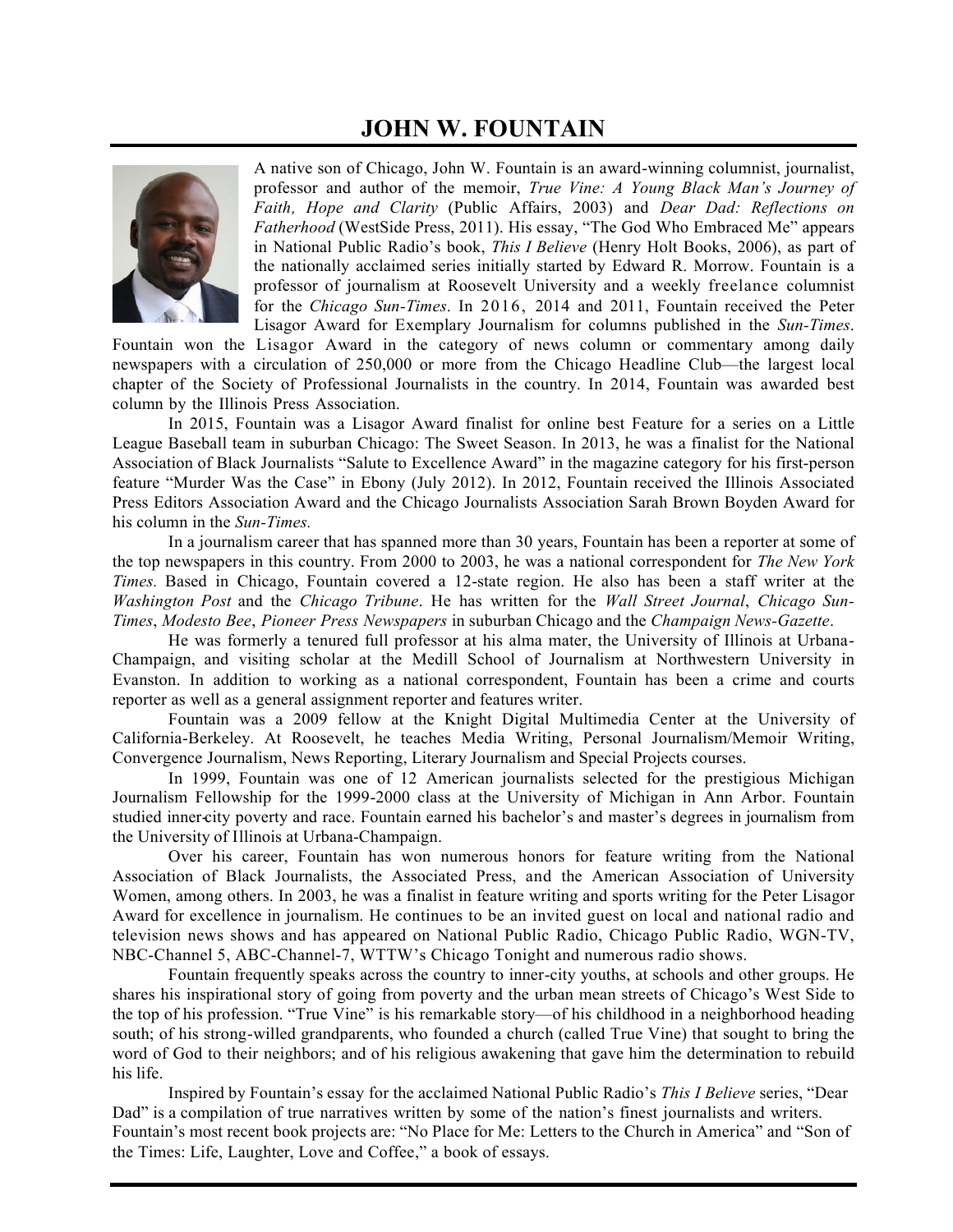# JOHN W. FOUNTAIN

A native son of Chicago, John W. Fountain is an award-winning columnist, journalist, professor and author of the memoir, *True Vine: A Young Black Man's Journey of Faith, Hope and Clarity* (Public Affairs, 2003) and *Dear Dad: Reflections on Fatherhood* (WestSide Press, 2011). His essay, "The God Who Embraced Me" appears in National Public Radio's book, *This I Believe* (Henry Holt Books, 2006), as part of the nationally acclaimed series initially started by Edward R. Morrow. Fountain is a professor of journalism at Roosevelt University and a weekly freelance columnist for the *Chicago Sun-Times*. In 2016, 2014 and 2011, Fountain received the Peter Lisagor Award for Exemplary Journalism for columns published in the *Sun-Times*. Fountain won the Lisagor Award in the category of news column or commentary among daily newspapers with a circulation of 250,000 or more from the Chicago Headline Club—the largest local chapter of the Society of Professional Journalists in the country. In 2014, Fountain was awarded best column by the Illinois Press Association.

In 2015, Fountain was a Lisagor Award finalist for online best Feature for a series on a Little League Baseball team in suburban Chicago: The Sweet Season. In 2013, he was a finalist for the National Association of Black Journalists "Salute to Excellence Award" in the magazine category for his first-person feature "Murder Was the Case" in Ebony (July 2012). In 2012, Fountain received the Illinois Associated Press Editors Association Award and the Chicago Journalists Association Sarah Brown Boyden Award for his column in the *Sun-Times.*

In a journalism career that has spanned more than 30 years, Fountain has been a reporter at some of the top newspapers in this country. From 2000 to 2003, he was a national correspondent for *The New York Times.* Based in Chicago, Fountain covered a 12-state region. He also has been a staff writer at the *Washington Post* and the *Chicago Tribune*. He has written for the *Wall Street Journal*, *Chicago Sun-Times*, *Modesto Bee*, *Pioneer Press Newspapers* in suburban Chicago and the *Champaign News-Gazette*.

He was formerly a tenured full professor at his alma mater, the University of Illinois at Urbana-Champaign, and visiting scholar at the Medill School of Journalism at Northwestern University in Evanston. In addition to working as a national correspondent, Fountain has been a crime and courts reporter as well as a general assignment reporter and features writer.

Fountain was a 2009 fellow at the Knight Digital Multimedia Center at the University of California-Berkeley. At Roosevelt, he teaches Media Writing, Personal Journalism/Memoir Writing, Convergence Journalism, News Reporting, Literary Journalism and Special Projects courses.

In 1999, Fountain was one of 12 American journalists selected for the prestigious Michigan Journalism Fellowship for the 1999-2000 class at the University of Michigan in Ann Arbor. Fountain studied inner-city poverty and race. Fountain earned his bachelor's and master's degrees in journalism from the University of Illinois at Urbana-Champaign.

Over his career, Fountain has won numerous honors for feature writing from the National Association of Black Journalists, the Associated Press, and the American Association of University Women, among others. In 2003, he was a finalist in feature writing and sports writing for the Peter Lisagor Award for excellence in journalism. He continues to be an invited guest on local and national radio and television news shows and has appeared on National Public Radio, Chicago Public Radio, WGN-TV, NBC-Channel 5, ABC-Channel-7, WTTW's Chicago Tonight and numerous radio shows.

Fountain frequently speaks across the country to inner-city youths, at schools and other groups. He shares his inspirational story of going from poverty and the urban mean streets of Chicago's West Side to the top of his profession. "True Vine" is his remarkable story—of his childhood in a neighborhood heading south; of his strong-willed grandparents, who founded a church (called True Vine) that sought to bring the word of God to their neighbors; and of his religious awakening that gave him the determination to rebuild his life.

Inspired by Fountain's essay for the acclaimed National Public Radio's *This I Believe* series, "Dear Dad" is a compilation of true narratives written by some of the nation's finest journalists and writers. Fountain's most recent book projects are: "No Place for Me: Letters to the Church in America" and "Son of the Times: Life, Laughter, Love and Coffee," a book of essays.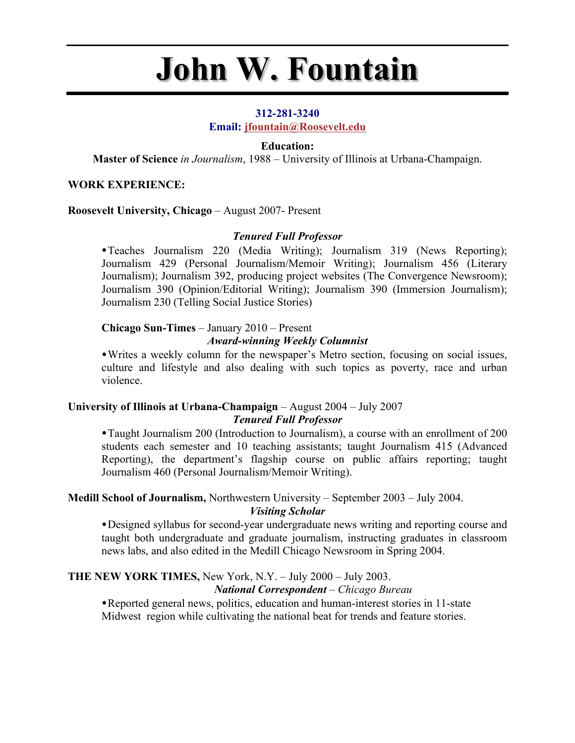# John W. Fountain

**312-281-3240**
**Email: jfountain@Roosevelt.edu**

**Education:**
**Master of Science** *in Journalism*, 1988 – University of Illinois at Urbana-Champaign.

## WORK EXPERIENCE:

**Roosevelt University, Chicago** – August 2007- Present

***Tenured Full Professor***

- Teaches Journalism 220 (Media Writing); Journalism 319 (News Reporting); Journalism 429 (Personal Journalism/Memoir Writing); Journalism 456 (Literary Journalism); Journalism 392, producing project websites (The Convergence Newsroom); Journalism 390 (Opinion/Editorial Writing); Journalism 390 (Immersion Journalism); Journalism 230 (Telling Social Justice Stories)

**Chicago Sun-Times** – January 2010 – Present

***Award-winning Weekly Columnist***

- Writes a weekly column for the newspaper's Metro section, focusing on social issues, culture and lifestyle and also dealing with such topics as poverty, race and urban violence.

**University of Illinois at Urbana-Champaign** – August 2004 – July 2007

***Tenured Full Professor***

- Taught Journalism 200 (Introduction to Journalism), a course with an enrollment of 200 students each semester and 10 teaching assistants; taught Journalism 415 (Advanced Reporting), the department's flagship course on public affairs reporting; taught Journalism 460 (Personal Journalism/Memoir Writing).

**Medill School of Journalism,** Northwestern University – September 2003 – July 2004.

***Visiting Scholar***

- Designed syllabus for second-year undergraduate news writing and reporting course and taught both undergraduate and graduate journalism, instructing graduates in classroom news labs, and also edited in the Medill Chicago Newsroom in Spring 2004.

**THE NEW YORK TIMES,** New York, N.Y. – July 2000 – July 2003.

***National Correspondent*** – *Chicago Bureau*

- Reported general news, politics, education and human-interest stories in 11-state Midwest region while cultivating the national beat for trends and feature stories.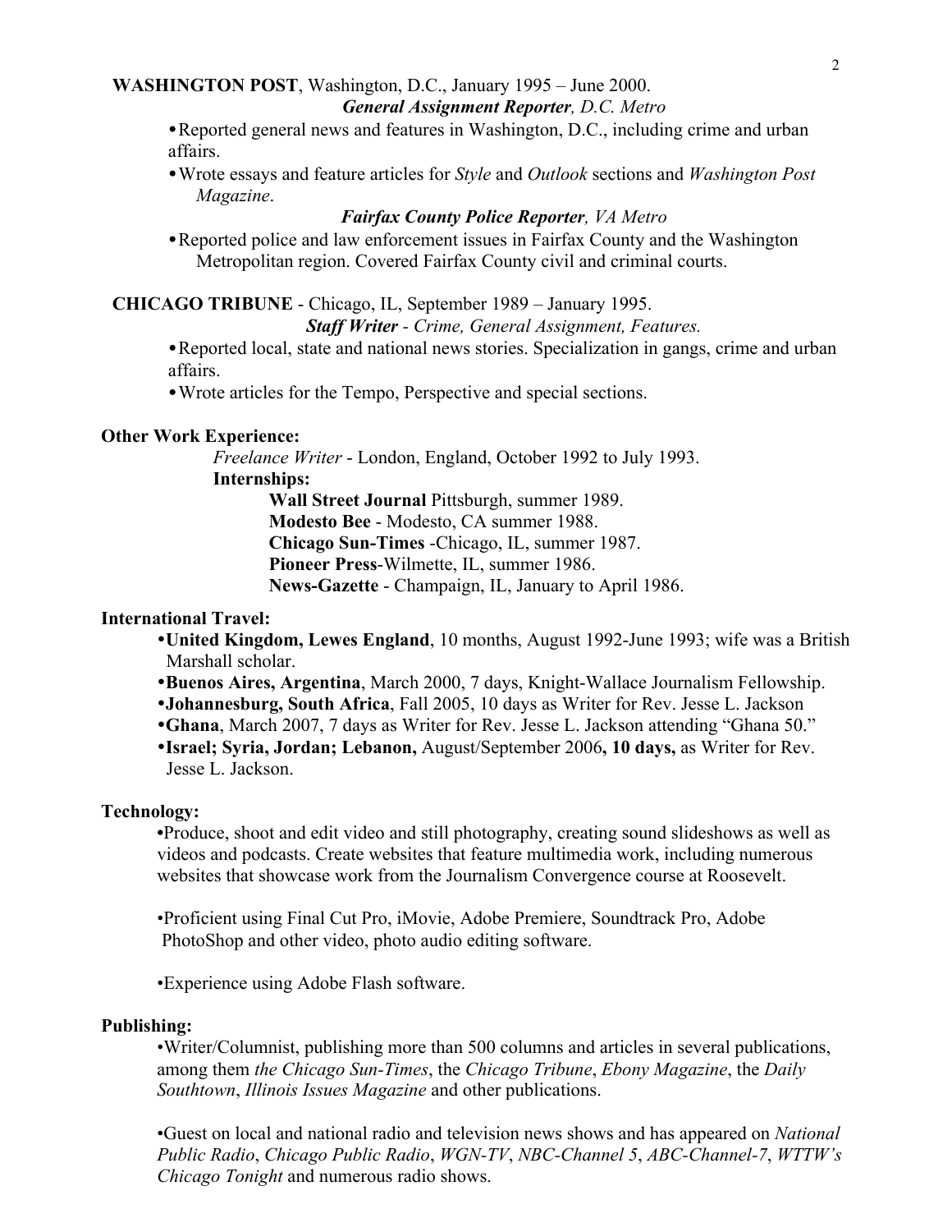**WASHINGTON POST**, Washington, D.C., January 1995 – June 2000.

***General Assignment Reporter**, D.C. Metro*

- Reported general news and features in Washington, D.C., including crime and urban affairs.
- Wrote essays and feature articles for *Style* and *Outlook* sections and *Washington Post Magazine*.

***Fairfax County Police Reporter**, VA Metro*

- Reported police and law enforcement issues in Fairfax County and the Washington Metropolitan region. Covered Fairfax County civil and criminal courts.

**CHICAGO TRIBUNE** - Chicago, IL, September 1989 – January 1995.

***Staff Writer** - Crime, General Assignment, Features.*

- Reported local, state and national news stories. Specialization in gangs, crime and urban affairs.
- Wrote articles for the Tempo, Perspective and special sections.

**Other Work Experience:**

*Freelance Writer* - London, England, October 1992 to July 1993.

**Internships:**

**Wall Street Journal** Pittsburgh, summer 1989.
**Modesto Bee** - Modesto, CA summer 1988.
**Chicago Sun-Times** -Chicago, IL, summer 1987.
**Pioneer Press**-Wilmette, IL, summer 1986.
**News-Gazette** - Champaign, IL, January to April 1986.

**International Travel:**

- **United Kingdom, Lewes England**, 10 months, August 1992-June 1993; wife was a British Marshall scholar.
- **Buenos Aires, Argentina**, March 2000, 7 days, Knight-Wallace Journalism Fellowship.
- **Johannesburg, South Africa**, Fall 2005, 10 days as Writer for Rev. Jesse L. Jackson
- **Ghana**, March 2007, 7 days as Writer for Rev. Jesse L. Jackson attending "Ghana 50."
- **Israel; Syria, Jordan; Lebanon,** August/September 2006**, 10 days,** as Writer for Rev. Jesse L. Jackson.

**Technology:**

- Produce, shoot and edit video and still photography, creating sound slideshows as well as videos and podcasts. Create websites that feature multimedia work, including numerous websites that showcase work from the Journalism Convergence course at Roosevelt.

- Proficient using Final Cut Pro, iMovie, Adobe Premiere, Soundtrack Pro, Adobe PhotoShop and other video, photo audio editing software.

- Experience using Adobe Flash software.

**Publishing:**

- Writer/Columnist, publishing more than 500 columns and articles in several publications, among them *the Chicago Sun-Times*, the *Chicago Tribune*, *Ebony Magazine*, the *Daily Southtown*, *Illinois Issues Magazine* and other publications.

- Guest on local and national radio and television news shows and has appeared on *National Public Radio*, *Chicago Public Radio*, *WGN-TV*, *NBC-Channel 5*, *ABC-Channel-7*, *WTTW's Chicago Tonight* and numerous radio shows.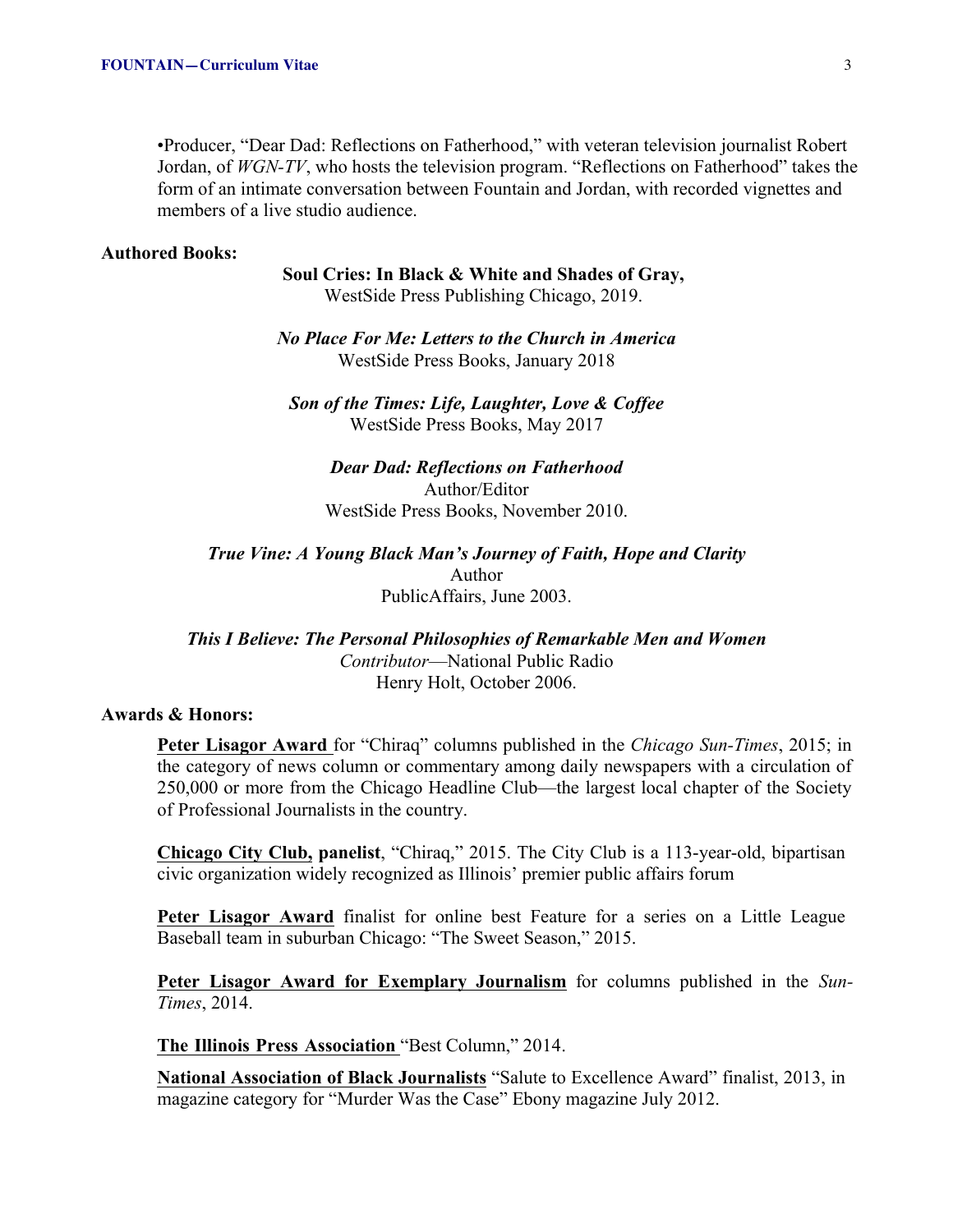•Producer, "Dear Dad: Reflections on Fatherhood," with veteran television journalist Robert Jordan, of *WGN-TV*, who hosts the television program. "Reflections on Fatherhood" takes the form of an intimate conversation between Fountain and Jordan, with recorded vignettes and members of a live studio audience.

**Authored Books:**

**Soul Cries: In Black & White and Shades of Gray,**
WestSide Press Publishing Chicago, 2019.

***No Place For Me: Letters to the Church in America***
WestSide Press Books, January 2018

***Son of the Times: Life, Laughter, Love & Coffee***
WestSide Press Books, May 2017

***Dear Dad: Reflections on Fatherhood***
Author/Editor
WestSide Press Books, November 2010.

***True Vine: A Young Black Man's Journey of Faith, Hope and Clarity***
Author
PublicAffairs, June 2003.

***This I Believe: The Personal Philosophies of Remarkable Men and Women***
*Contributor*—National Public Radio
Henry Holt, October 2006.

**Awards & Honors:**

**Peter Lisagor Award** for "Chiraq" columns published in the *Chicago Sun-Times*, 2015; in the category of news column or commentary among daily newspapers with a circulation of 250,000 or more from the Chicago Headline Club—the largest local chapter of the Society of Professional Journalists in the country.

**Chicago City Club, panelist**, "Chiraq," 2015. The City Club is a 113-year-old, bipartisan civic organization widely recognized as Illinois' premier public affairs forum

**Peter Lisagor Award** finalist for online best Feature for a series on a Little League Baseball team in suburban Chicago: "The Sweet Season," 2015.

**Peter Lisagor Award for Exemplary Journalism** for columns published in the *Sun-Times*, 2014.

**The Illinois Press Association** "Best Column," 2014.

**National Association of Black Journalists** "Salute to Excellence Award" finalist, 2013, in magazine category for "Murder Was the Case" Ebony magazine July 2012.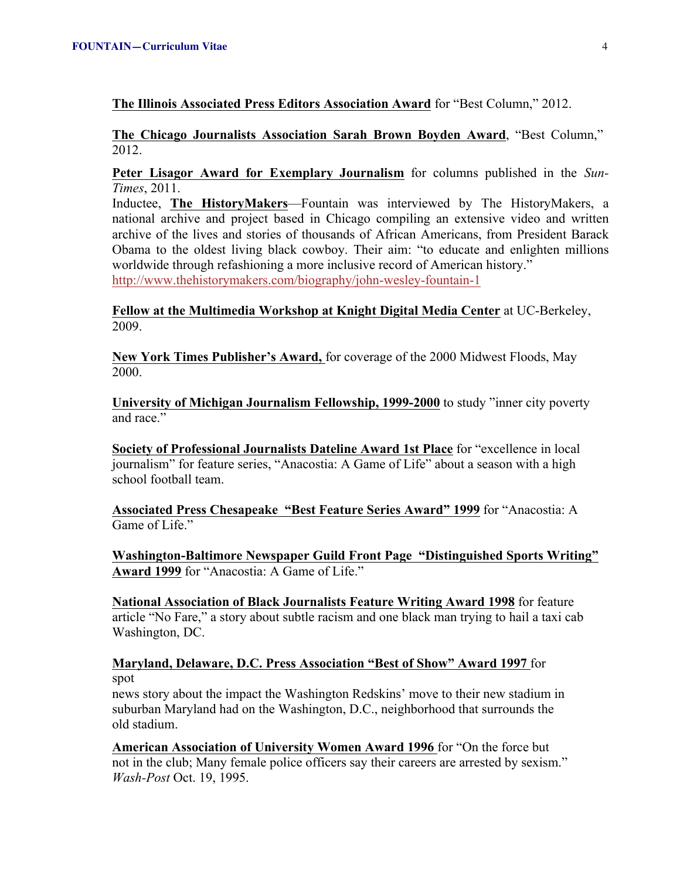**The Illinois Associated Press Editors Association Award** for "Best Column," 2012.

**The Chicago Journalists Association Sarah Brown Boyden Award**, "Best Column," 2012.

**Peter Lisagor Award for Exemplary Journalism** for columns published in the *Sun-Times*, 2011.
Inductee, **The HistoryMakers**—Fountain was interviewed by The HistoryMakers, a national archive and project based in Chicago compiling an extensive video and written archive of the lives and stories of thousands of African Americans, from President Barack Obama to the oldest living black cowboy. Their aim: "to educate and enlighten millions worldwide through refashioning a more inclusive record of American history."
http://www.thehistorymakers.com/biography/john-wesley-fountain-1

**Fellow at the Multimedia Workshop at Knight Digital Media Center** at UC-Berkeley, 2009.

**New York Times Publisher's Award,** for coverage of the 2000 Midwest Floods, May 2000.

**University of Michigan Journalism Fellowship, 1999-2000** to study "inner city poverty and race."

**Society of Professional Journalists Dateline Award 1st Place** for "excellence in local journalism" for feature series, "Anacostia: A Game of Life" about a season with a high school football team.

**Associated Press Chesapeake "Best Feature Series Award" 1999** for "Anacostia: A Game of Life."

**Washington-Baltimore Newspaper Guild Front Page "Distinguished Sports Writing" Award 1999** for "Anacostia: A Game of Life."

**National Association of Black Journalists Feature Writing Award 1998** for feature article "No Fare," a story about subtle racism and one black man trying to hail a taxi cab Washington, DC.

**Maryland, Delaware, D.C. Press Association "Best of Show" Award 1997** for spot
news story about the impact the Washington Redskins' move to their new stadium in suburban Maryland had on the Washington, D.C., neighborhood that surrounds the old stadium.

**American Association of University Women Award 1996** for "On the force but not in the club; Many female police officers say their careers are arrested by sexism." *Wash-Post* Oct. 19, 1995.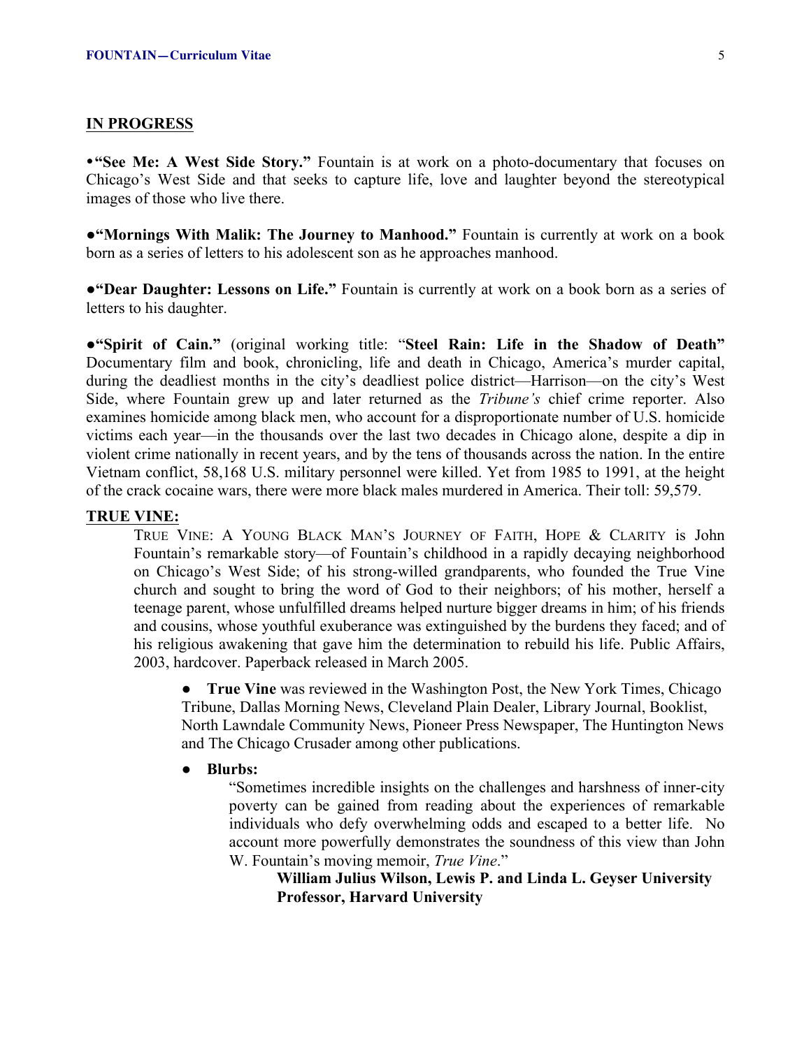## IN PROGRESS

• **"See Me: A West Side Story."** Fountain is at work on a photo-documentary that focuses on Chicago's West Side and that seeks to capture life, love and laughter beyond the stereotypical images of those who live there.

● **"Mornings With Malik: The Journey to Manhood."** Fountain is currently at work on a book born as a series of letters to his adolescent son as he approaches manhood.

● **"Dear Daughter: Lessons on Life."** Fountain is currently at work on a book born as a series of letters to his daughter.

● **"Spirit of Cain."** (original working title: "**Steel Rain: Life in the Shadow of Death"** Documentary film and book, chronicling, life and death in Chicago, America's murder capital, during the deadliest months in the city's deadliest police district—Harrison—on the city's West Side, where Fountain grew up and later returned as the *Tribune's* chief crime reporter. Also examines homicide among black men, who account for a disproportionate number of U.S. homicide victims each year—in the thousands over the last two decades in Chicago alone, despite a dip in violent crime nationally in recent years, and by the tens of thousands across the nation. In the entire Vietnam conflict, 58,168 U.S. military personnel were killed. Yet from 1985 to 1991, at the height of the crack cocaine wars, there were more black males murdered in America. Their toll: 59,579.

## TRUE VINE:

TRUE VINE: A YOUNG BLACK MAN'S JOURNEY OF FAITH, HOPE & CLARITY is John Fountain's remarkable story—of Fountain's childhood in a rapidly decaying neighborhood on Chicago's West Side; of his strong-willed grandparents, who founded the True Vine church and sought to bring the word of God to their neighbors; of his mother, herself a teenage parent, whose unfulfilled dreams helped nurture bigger dreams in him; of his friends and cousins, whose youthful exuberance was extinguished by the burdens they faced; and of his religious awakening that gave him the determination to rebuild his life. Public Affairs, 2003, hardcover. Paperback released in March 2005.

- **True Vine** was reviewed in the Washington Post, the New York Times, Chicago Tribune, Dallas Morning News, Cleveland Plain Dealer, Library Journal, Booklist, North Lawndale Community News, Pioneer Press Newspaper, The Huntington News and The Chicago Crusader among other publications.
- **Blurbs:**

  "Sometimes incredible insights on the challenges and harshness of inner-city poverty can be gained from reading about the experiences of remarkable individuals who defy overwhelming odds and escaped to a better life. No account more powerfully demonstrates the soundness of this view than John W. Fountain's moving memoir, *True Vine*."

  **William Julius Wilson, Lewis P. and Linda L. Geyser University Professor, Harvard University**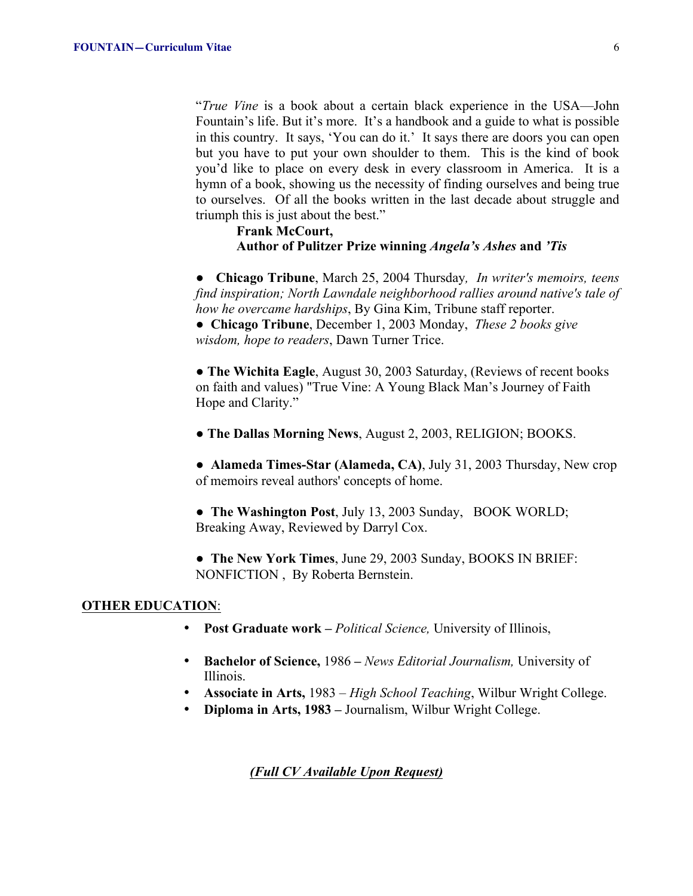"*True Vine* is a book about a certain black experience in the USA—John Fountain's life. But it's more. It's a handbook and a guide to what is possible in this country. It says, 'You can do it.' It says there are doors you can open but you have to put your own shoulder to them. This is the kind of book you'd like to place on every desk in every classroom in America. It is a hymn of a book, showing us the necessity of finding ourselves and being true to ourselves. Of all the books written in the last decade about struggle and triumph this is just about the best."

**Frank McCourt,**
**Author of Pulitzer Prize winning *Angela's Ashes* and *'Tis***

● **Chicago Tribune**, March 25, 2004 Thursday, *In writer's memoirs, teens find inspiration; North Lawndale neighborhood rallies around native's tale of how he overcame hardships*, By Gina Kim, Tribune staff reporter.
● **Chicago Tribune**, December 1, 2003 Monday, *These 2 books give wisdom, hope to readers*, Dawn Turner Trice.

● **The Wichita Eagle**, August 30, 2003 Saturday, (Reviews of recent books on faith and values) "True Vine: A Young Black Man's Journey of Faith Hope and Clarity."

● **The Dallas Morning News**, August 2, 2003, RELIGION; BOOKS.

● **Alameda Times-Star (Alameda, CA)**, July 31, 2003 Thursday, New crop of memoirs reveal authors' concepts of home.

● **The Washington Post**, July 13, 2003 Sunday, BOOK WORLD; Breaking Away, Reviewed by Darryl Cox.

● **The New York Times**, June 29, 2003 Sunday, BOOKS IN BRIEF: NONFICTION , By Roberta Bernstein.

## OTHER EDUCATION:

- **Post Graduate work –** *Political Science,* University of Illinois,
- **Bachelor of Science,** 1986 **–** *News Editorial Journalism,* University of Illinois.
- **Associate in Arts,** 1983 – *High School Teaching*, Wilbur Wright College.
- **Diploma in Arts, 1983 –** Journalism, Wilbur Wright College.

***(Full CV Available Upon Request)***